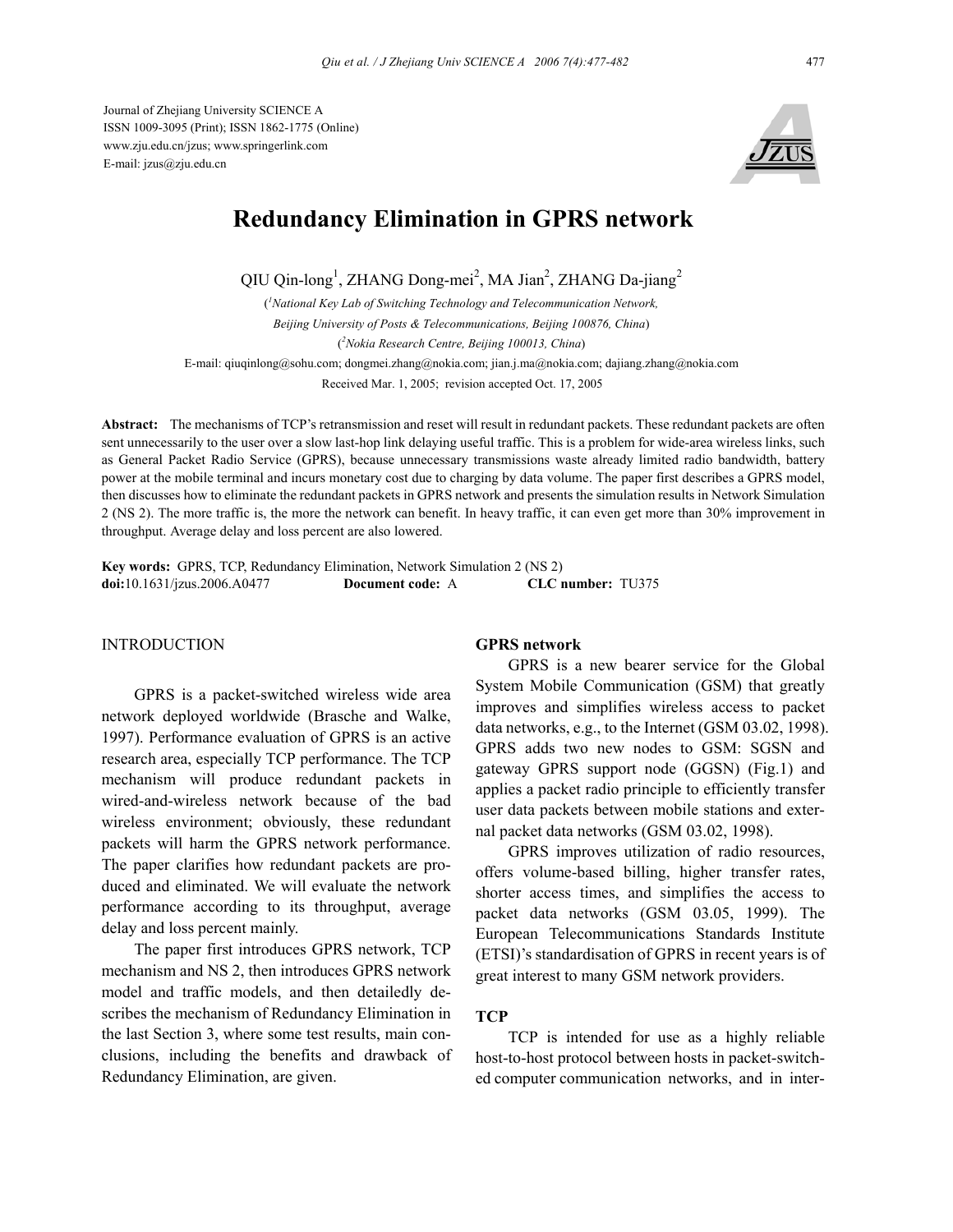Journal of Zhejiang University SCIENCE A
ISSN 1009-3095 (Print); ISSN 1862-1775 (Online)
www.zju.edu.cn/jzus; www.springerlink.com
E-mail: jzus@zju.edu.cn

# Redundancy Elimination in GPRS network

QIU Qin-long[1], ZHANG Dong-mei[2], MA Jian[2], ZHANG Da-jiang[2]

([1]*National Key Lab of Switching Technology and Telecommunication Network, Beijing University of Posts & Telecommunications, Beijing 100876, China*)

([2]*Nokia Research Centre, Beijing 100013, China*)

E-mail: qiuqinlong@sohu.com; dongmei.zhang@nokia.com; jian.j.ma@nokia.com; dajiang.zhang@nokia.com

Received Mar. 1, 2005; revision accepted Oct. 17, 2005

**Abstract:** The mechanisms of TCP's retransmission and reset will result in redundant packets. These redundant packets are often sent unnecessarily to the user over a slow last-hop link delaying useful traffic. This is a problem for wide-area wireless links, such as General Packet Radio Service (GPRS), because unnecessary transmissions waste already limited radio bandwidth, battery power at the mobile terminal and incurs monetary cost due to charging by data volume. The paper first describes a GPRS model, then discusses how to eliminate the redundant packets in GPRS network and presents the simulation results in Network Simulation 2 (NS 2). The more traffic is, the more the network can benefit. In heavy traffic, it can even get more than 30% improvement in throughput. Average delay and loss percent are also lowered.

**Key words:** GPRS, TCP, Redundancy Elimination, Network Simulation 2 (NS 2)
**doi:**10.1631/jzus.2006.A0477 **Document code:** A **CLC number:** TU375

## INTRODUCTION

GPRS is a packet-switched wireless wide area network deployed worldwide (Brasche and Walke, 1997). Performance evaluation of GPRS is an active research area, especially TCP performance. The TCP mechanism will produce redundant packets in wired-and-wireless network because of the bad wireless environment; obviously, these redundant packets will harm the GPRS network performance. The paper clarifies how redundant packets are produced and eliminated. We will evaluate the network performance according to its throughput, average delay and loss percent mainly.

The paper first introduces GPRS network, TCP mechanism and NS 2, then introduces GPRS network model and traffic models, and then detailedly describes the mechanism of Redundancy Elimination in the last Section 3, where some test results, main conclusions, including the benefits and drawback of Redundancy Elimination, are given.

### GPRS network

GPRS is a new bearer service for the Global System Mobile Communication (GSM) that greatly improves and simplifies wireless access to packet data networks, e.g., to the Internet (GSM 03.02, 1998). GPRS adds two new nodes to GSM: SGSN and gateway GPRS support node (GGSN) (Fig.1) and applies a packet radio principle to efficiently transfer user data packets between mobile stations and external packet data networks (GSM 03.02, 1998).

GPRS improves utilization of radio resources, offers volume-based billing, higher transfer rates, shorter access times, and simplifies the access to packet data networks (GSM 03.05, 1999). The European Telecommunications Standards Institute (ETSI)'s standardisation of GPRS in recent years is of great interest to many GSM network providers.

### TCP

TCP is intended for use as a highly reliable host-to-host protocol between hosts in packet-switched computer communication networks, and in inter-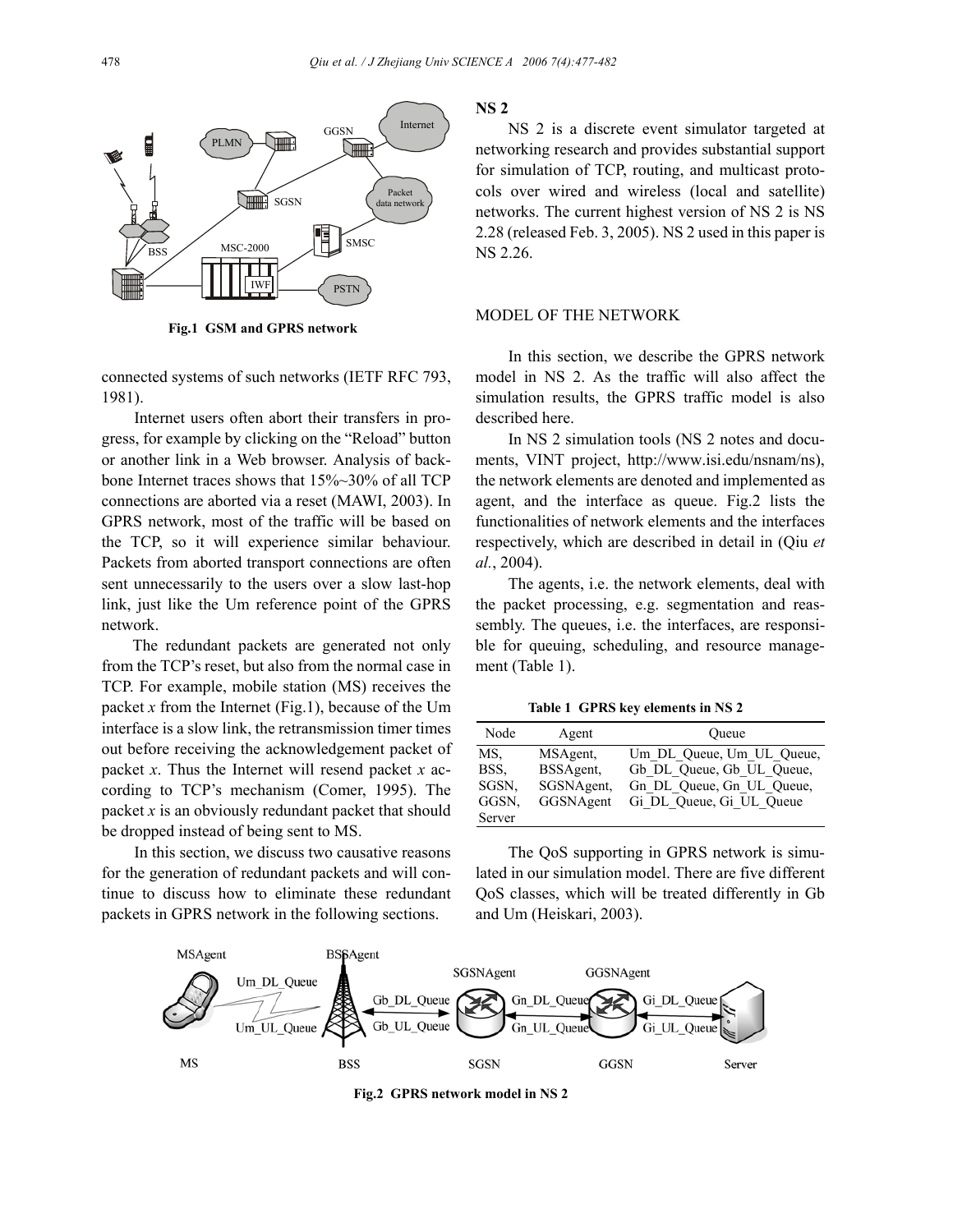Fig.1 GSM and GPRS network

connected systems of such networks (IETF RFC 793, 1981).

Internet users often abort their transfers in progress, for example by clicking on the "Reload" button or another link in a Web browser. Analysis of backbone Internet traces shows that 15%~30% of all TCP connections are aborted via a reset (MAWI, 2003). In GPRS network, most of the traffic will be based on the TCP, so it will experience similar behaviour. Packets from aborted transport connections are often sent unnecessarily to the users over a slow last-hop link, just like the Um reference point of the GPRS network.

The redundant packets are generated not only from the TCP's reset, but also from the normal case in TCP. For example, mobile station (MS) receives the packet *x* from the Internet (Fig.1), because of the Um interface is a slow link, the retransmission timer times out before receiving the acknowledgement packet of packet *x*. Thus the Internet will resend packet *x* according to TCP's mechanism (Comer, 1995). The packet *x* is an obviously redundant packet that should be dropped instead of being sent to MS.

In this section, we discuss two causative reasons for the generation of redundant packets and will continue to discuss how to eliminate these redundant packets in GPRS network in the following sections.

## NS 2

NS 2 is a discrete event simulator targeted at networking research and provides substantial support for simulation of TCP, routing, and multicast protocols over wired and wireless (local and satellite) networks. The current highest version of NS 2 is NS 2.28 (released Feb. 3, 2005). NS 2 used in this paper is NS 2.26.

## MODEL OF THE NETWORK

In this section, we describe the GPRS network model in NS 2. As the traffic will also affect the simulation results, the GPRS traffic model is also described here.

In NS 2 simulation tools (NS 2 notes and documents, VINT project, http://www.isi.edu/nsnam/ns), the network elements are denoted and implemented as agent, and the interface as queue. Fig.2 lists the functionalities of network elements and the interfaces respectively, which are described in detail in (Qiu *et al.*, 2004).

The agents, i.e. the network elements, deal with the packet processing, e.g. segmentation and reassembly. The queues, i.e. the interfaces, are responsible for queuing, scheduling, and resource management (Table 1).

**Table 1 GPRS key elements in NS 2**

| Node | Agent | Queue |
|---|---|---|
| MS, BSS, SGSN, GGSN, Server | MSAgent, BSSAgent, SGSNAgent, GGSNAgent | Um_DL_Queue, Um_UL_Queue, Gb_DL_Queue, Gb_UL_Queue, Gn_DL_Queue, Gn_UL_Queue, Gi_DL_Queue, Gi_UL_Queue |

The QoS supporting in GPRS network is simulated in our simulation model. There are five different QoS classes, which will be treated differently in Gb and Um (Heiskari, 2003).

Fig.2 GPRS network model in NS 2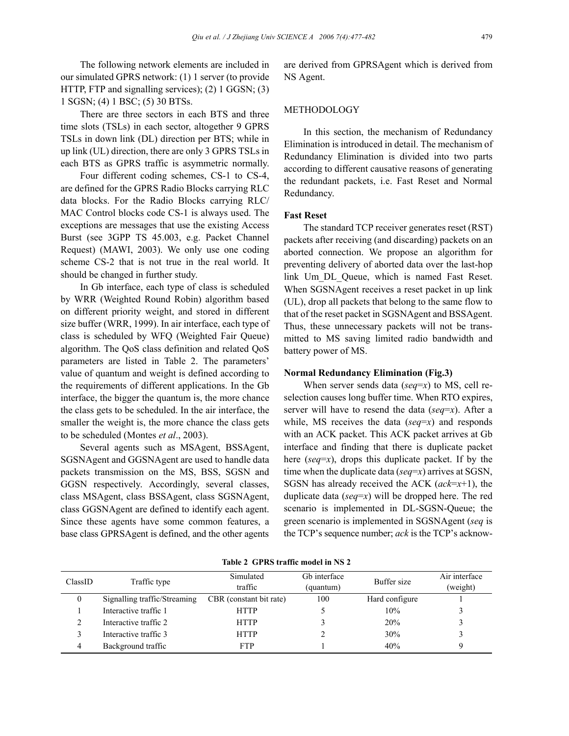The following network elements are included in our simulated GPRS network: (1) 1 server (to provide HTTP, FTP and signalling services); (2) 1 GGSN; (3) 1 SGSN; (4) 1 BSC; (5) 30 BTSs.

There are three sectors in each BTS and three time slots (TSLs) in each sector, altogether 9 GPRS TSLs in down link (DL) direction per BTS; while in up link (UL) direction, there are only 3 GPRS TSLs in each BTS as GPRS traffic is asymmetric normally.

Four different coding schemes, CS-1 to CS-4, are defined for the GPRS Radio Blocks carrying RLC data blocks. For the Radio Blocks carrying RLC/MAC Control blocks code CS-1 is always used. The exceptions are messages that use the existing Access Burst (see 3GPP TS 45.003, e.g. Packet Channel Request) (MAWI, 2003). We only use one coding scheme CS-2 that is not true in the real world. It should be changed in further study.

In Gb interface, each type of class is scheduled by WRR (Weighted Round Robin) algorithm based on different priority weight, and stored in different size buffer (WRR, 1999). In air interface, each type of class is scheduled by WFQ (Weighted Fair Queue) algorithm. The QoS class definition and related QoS parameters are listed in Table 2. The parameters' value of quantum and weight is defined according to the requirements of different applications. In the Gb interface, the bigger the quantum is, the more chance the class gets to be scheduled. In the air interface, the smaller the weight is, the more chance the class gets to be scheduled (Montes *et al*., 2003).

Several agents such as MSAgent, BSSAgent, SGSNAgent and GGSNAgent are used to handle data packets transmission on the MS, BSS, SGSN and GGSN respectively. Accordingly, several classes, class MSAgent, class BSSAgent, class SGSNAgent, class GGSNAgent are defined to identify each agent. Since these agents have some common features, a base class GPRSAgent is defined, and the other agents are derived from GPRSAgent which is derived from NS Agent.

## METHODOLOGY

In this section, the mechanism of Redundancy Elimination is introduced in detail. The mechanism of Redundancy Elimination is divided into two parts according to different causative reasons of generating the redundant packets, i.e. Fast Reset and Normal Redundancy.

### Fast Reset

The standard TCP receiver generates reset (RST) packets after receiving (and discarding) packets on an aborted connection. We propose an algorithm for preventing delivery of aborted data over the last-hop link Um_DL_Queue, which is named Fast Reset. When SGSNAgent receives a reset packet in up link (UL), drop all packets that belong to the same flow to that of the reset packet in SGSNAgent and BSSAgent. Thus, these unnecessary packets will not be transmitted to MS saving limited radio bandwidth and battery power of MS.

### Normal Redundancy Elimination (Fig.3)

When server sends data (*seq*=*x*) to MS, cell re-selection causes long buffer time. When RTO expires, server will have to resend the data (*seq*=*x*). After a while, MS receives the data (*seq*=*x*) and responds with an ACK packet. This ACK packet arrives at Gb interface and finding that there is duplicate packet here (*seq*=*x*), drops this duplicate packet. If by the time when the duplicate data (*seq*=*x*) arrives at SGSN, SGSN has already received the ACK (*ack*=*x*+1), the duplicate data (*seq*=*x*) will be dropped here. The red scenario is implemented in DL-SGSN-Queue; the green scenario is implemented in SGSNAgent (*seq* is the TCP's sequence number; *ack* is the TCP's acknow-

**Table 2 GPRS traffic model in NS 2**

| ClassID | Traffic type | Simulated traffic | Gb interface (quantum) | Buffer size | Air interface (weight) |
|---|---|---|---|---|---|
| 0 | Signalling traffic/Streaming | CBR (constant bit rate) | 100 | Hard configure | 1 |
| 1 | Interactive traffic 1 | HTTP | 5 | 10% | 3 |
| 2 | Interactive traffic 2 | HTTP | 3 | 20% | 3 |
| 3 | Interactive traffic 3 | HTTP | 2 | 30% | 3 |
| 4 | Background traffic | FTP | 1 | 40% | 9 |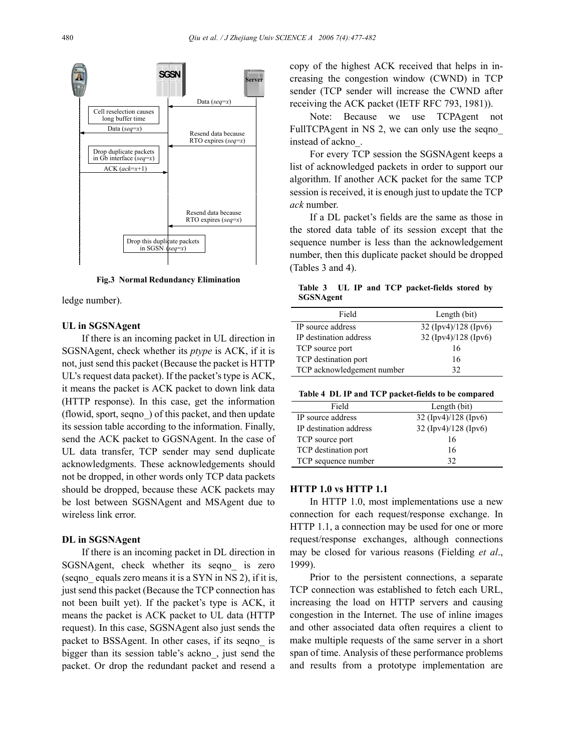Fig.3 Normal Redundancy Elimination

ledge number).

### UL in SGSNAgent

If there is an incoming packet in UL direction in SGSNAgent, check whether its *ptype* is ACK, if it is not, just send this packet (Because the packet is HTTP UL's request data packet). If the packet's type is ACK, it means the packet is ACK packet to down link data (HTTP response). In this case, get the information (flowid, sport, seqno_) of this packet, and then update its session table according to the information. Finally, send the ACK packet to GGSNAgent. In the case of UL data transfer, TCP sender may send duplicate acknowledgments. These acknowledgements should not be dropped, in other words only TCP data packets should be dropped, because these ACK packets may be lost between SGSNAgent and MSAgent due to wireless link error.

### DL in SGSNAgent

If there is an incoming packet in DL direction in SGSNAgent, check whether its seqno_ is zero (seqno_ equals zero means it is a SYN in NS 2), if it is, just send this packet (Because the TCP connection has not been built yet). If the packet's type is ACK, it means the packet is ACK packet to UL data (HTTP request). In this case, SGSNAgent also just sends the packet to BSSAgent. In other cases, if its seqno_ is bigger than its session table's ackno_, just send the packet. Or drop the redundant packet and resend a copy of the highest ACK received that helps in increasing the congestion window (CWND) in TCP sender (TCP sender will increase the CWND after receiving the ACK packet (IETF RFC 793, 1981)).

Note: Because we use TCPAgent not FullTCPAgent in NS 2, we can only use the seqno_ instead of ackno_.

For every TCP session the SGSNAgent keeps a list of acknowledged packets in order to support our algorithm. If another ACK packet for the same TCP session is received, it is enough just to update the TCP *ack* number.

If a DL packet's fields are the same as those in the stored data table of its session except that the sequence number is less than the acknowledgement number, then this duplicate packet should be dropped (Tables 3 and 4).

**Table 3 UL IP and TCP packet-fields stored by SGSNAgent**

| Field | Length (bit) |
|---|---|
| IP source address | 32 (Ipv4)/128 (Ipv6) |
| IP destination address | 32 (Ipv4)/128 (Ipv6) |
| TCP source port | 16 |
| TCP destination port | 16 |
| TCP acknowledgement number | 32 |

**Table 4 DL IP and TCP packet-fields to be compared**

| Field | Length (bit) |
|---|---|
| IP source address | 32 (Ipv4)/128 (Ipv6) |
| IP destination address | 32 (Ipv4)/128 (Ipv6) |
| TCP source port | 16 |
| TCP destination port | 16 |
| TCP sequence number | 32 |

### HTTP 1.0 vs HTTP 1.1

In HTTP 1.0, most implementations use a new connection for each request/response exchange. In HTTP 1.1, a connection may be used for one or more request/response exchanges, although connections may be closed for various reasons (Fielding *et al*., 1999).

Prior to the persistent connections, a separate TCP connection was established to fetch each URL, increasing the load on HTTP servers and causing congestion in the Internet. The use of inline images and other associated data often requires a client to make multiple requests of the same server in a short span of time. Analysis of these performance problems and results from a prototype implementation are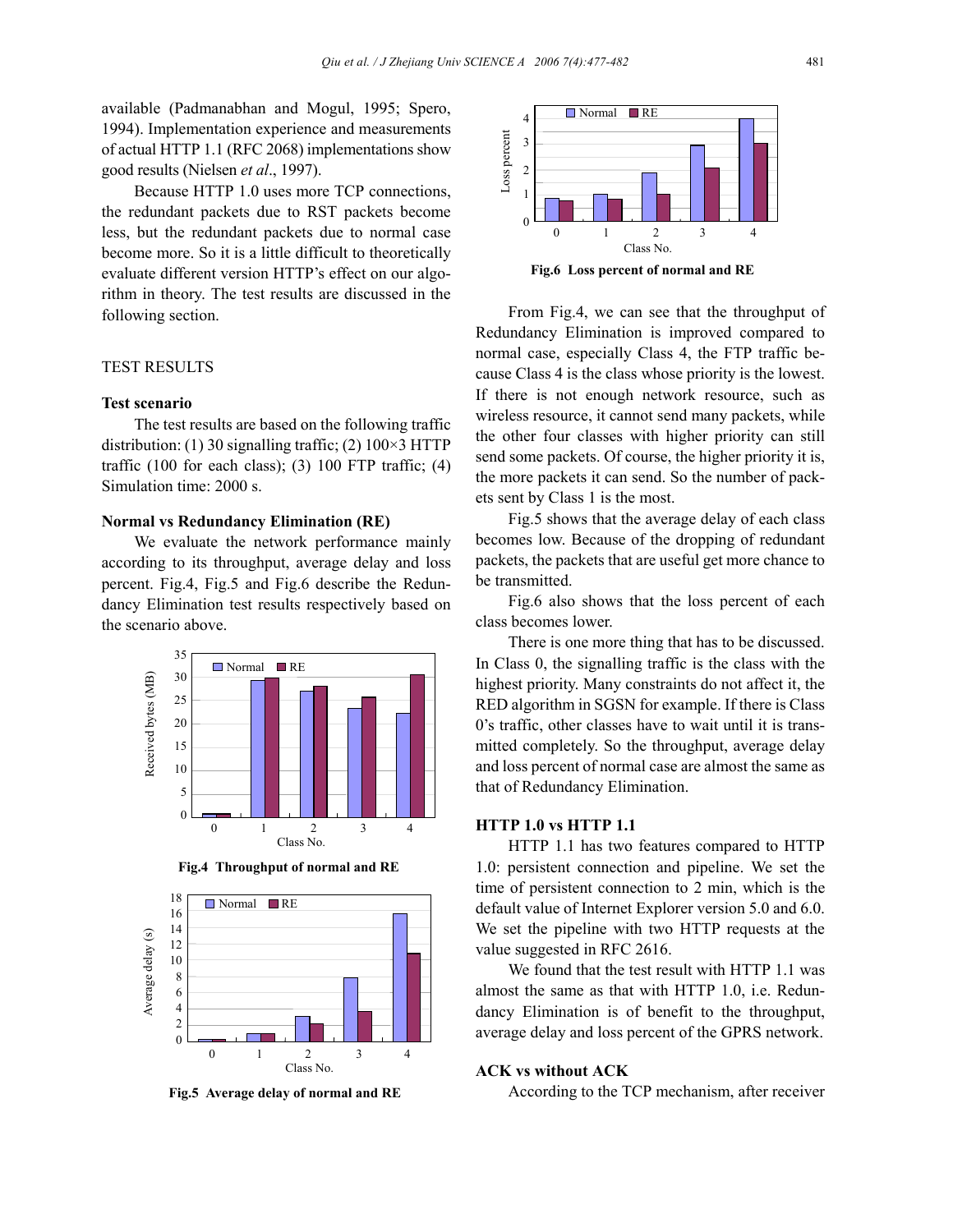available (Padmanabhan and Mogul, 1995; Spero, 1994). Implementation experience and measurements of actual HTTP 1.1 (RFC 2068) implementations show good results (Nielsen *et al*., 1997).

Because HTTP 1.0 uses more TCP connections, the redundant packets due to RST packets become less, but the redundant packets due to normal case become more. So it is a little difficult to theoretically evaluate different version HTTP's effect on our algorithm in theory. The test results are discussed in the following section.

## TEST RESULTS

### Test scenario

The test results are based on the following traffic distribution: (1) 30 signalling traffic; (2) 100×3 HTTP traffic (100 for each class); (3) 100 FTP traffic; (4) Simulation time: 2000 s.

### Normal vs Redundancy Elimination (RE)

We evaluate the network performance mainly according to its throughput, average delay and loss percent. Fig.4, Fig.5 and Fig.6 describe the Redundancy Elimination test results respectively based on the scenario above.

**Fig.4 Throughput of normal and RE**

**Fig.5 Average delay of normal and RE**

**Fig.6 Loss percent of normal and RE**

From Fig.4, we can see that the throughput of Redundancy Elimination is improved compared to normal case, especially Class 4, the FTP traffic because Class 4 is the class whose priority is the lowest. If there is not enough network resource, such as wireless resource, it cannot send many packets, while the other four classes with higher priority can still send some packets. Of course, the higher priority it is, the more packets it can send. So the number of packets sent by Class 1 is the most.

Fig.5 shows that the average delay of each class becomes low. Because of the dropping of redundant packets, the packets that are useful get more chance to be transmitted.

Fig.6 also shows that the loss percent of each class becomes lower.

There is one more thing that has to be discussed. In Class 0, the signalling traffic is the class with the highest priority. Many constraints do not affect it, the RED algorithm in SGSN for example. If there is Class 0's traffic, other classes have to wait until it is transmitted completely. So the throughput, average delay and loss percent of normal case are almost the same as that of Redundancy Elimination.

### HTTP 1.0 vs HTTP 1.1

HTTP 1.1 has two features compared to HTTP 1.0: persistent connection and pipeline. We set the time of persistent connection to 2 min, which is the default value of Internet Explorer version 5.0 and 6.0. We set the pipeline with two HTTP requests at the value suggested in RFC 2616.

We found that the test result with HTTP 1.1 was almost the same as that with HTTP 1.0, i.e. Redundancy Elimination is of benefit to the throughput, average delay and loss percent of the GPRS network.

### ACK vs without ACK

According to the TCP mechanism, after receiver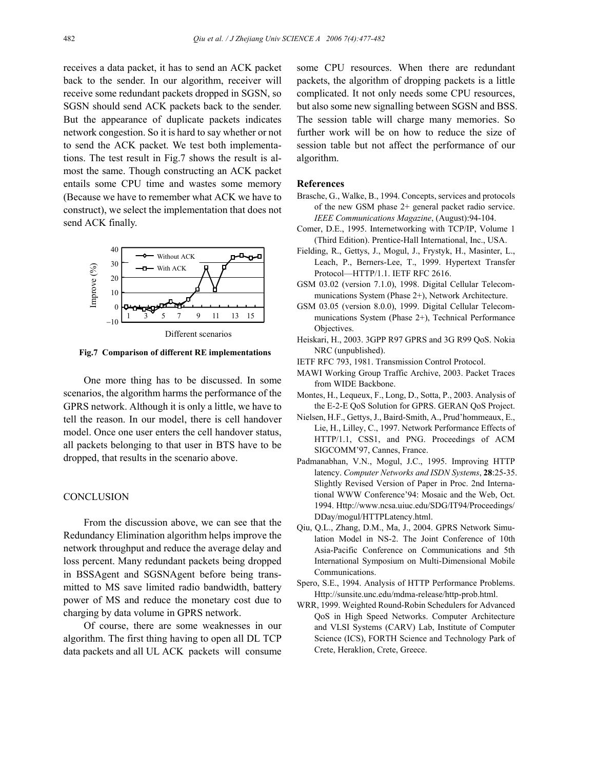receives a data packet, it has to send an ACK packet back to the sender. In our algorithm, receiver will receive some redundant packets dropped in SGSN, so SGSN should send ACK packets back to the sender. But the appearance of duplicate packets indicates network congestion. So it is hard to say whether or not to send the ACK packet. We test both implementations. The test result in Fig.7 shows the result is almost the same. Though constructing an ACK packet entails some CPU time and wastes some memory (Because we have to remember what ACK we have to construct), we select the implementation that does not send ACK finally.

Improve (%)
40
30
20
10
0
−10
1 3 5 7 9 11 13 15
Different scenarios
Without ACK
With ACK

**Fig.7 Comparison of different RE implementations**

One more thing has to be discussed. In some scenarios, the algorithm harms the performance of the GPRS network. Although it is only a little, we have to tell the reason. In our model, there is cell handover model. Once one user enters the cell handover status, all packets belonging to that user in BTS have to be dropped, that results in the scenario above.

## CONCLUSION

From the discussion above, we can see that the Redundancy Elimination algorithm helps improve the network throughput and reduce the average delay and loss percent. Many redundant packets being dropped in BSSAgent and SGSNAgent before being transmitted to MS save limited radio bandwidth, battery power of MS and reduce the monetary cost due to charging by data volume in GPRS network.

Of course, there are some weaknesses in our algorithm. The first thing having to open all DL TCP data packets and all UL ACK packets will consume some CPU resources. When there are redundant packets, the algorithm of dropping packets is a little complicated. It not only needs some CPU resources, but also some new signalling between SGSN and BSS. The session table will charge many memories. So further work will be on how to reduce the size of session table but not affect the performance of our algorithm.

## References

Brasche, G., Walke, B., 1994. Concepts, services and protocols of the new GSM phase 2+ general packet radio service. *IEEE Communications Magazine*, (August):94-104.

Comer, D.E., 1995. Internetworking with TCP/IP, Volume 1 (Third Edition). Prentice-Hall International, Inc., USA.

Fielding, R., Gettys, J., Mogul, J., Frystyk, H., Masinter, L., Leach, P., Berners-Lee, T., 1999. Hypertext Transfer Protocol—HTTP/1.1. IETF RFC 2616.

GSM 03.02 (version 7.1.0), 1998. Digital Cellular Telecommunications System (Phase 2+), Network Architecture.

GSM 03.05 (version 8.0.0), 1999. Digital Cellular Telecommunications System (Phase 2+), Technical Performance Objectives.

Heiskari, H., 2003. 3GPP R97 GPRS and 3G R99 QoS. Nokia NRC (unpublished).

IETF RFC 793, 1981. Transmission Control Protocol.

MAWI Working Group Traffic Archive, 2003. Packet Traces from WIDE Backbone.

Montes, H., Lequeux, F., Long, D., Sotta, P., 2003. Analysis of the E-2-E QoS Solution for GPRS. GERAN QoS Project.

Nielsen, H.F., Gettys, J., Baird-Smith, A., Prud'hommeaux, E., Lie, H., Lilley, C., 1997. Network Performance Effects of HTTP/1.1, CSS1, and PNG. Proceedings of ACM SIGCOMM'97, Cannes, France.

Padmanabhan, V.N., Mogul, J.C., 1995. Improving HTTP latency. *Computer Networks and ISDN Systems*, **28**:25-35. Slightly Revised Version of Paper in Proc. 2nd International WWW Conference'94: Mosaic and the Web, Oct. 1994. Http://www.ncsa.uiuc.edu/SDG/IT94/Proceedings/DDay/mogul/HTTPLatency.html.

Qiu, Q.L., Zhang, D.M., Ma, J., 2004. GPRS Network Simulation Model in NS-2. The Joint Conference of 10th Asia-Pacific Conference on Communications and 5th International Symposium on Multi-Dimensional Mobile Communications.

Spero, S.E., 1994. Analysis of HTTP Performance Problems. Http://sunsite.unc.edu/mdma-release/http-prob.html.

WRR, 1999. Weighted Round-Robin Schedulers for Advanced QoS in High Speed Networks. Computer Architecture and VLSI Systems (CARV) Lab, Institute of Computer Science (ICS), FORTH Science and Technology Park of Crete, Heraklion, Crete, Greece.